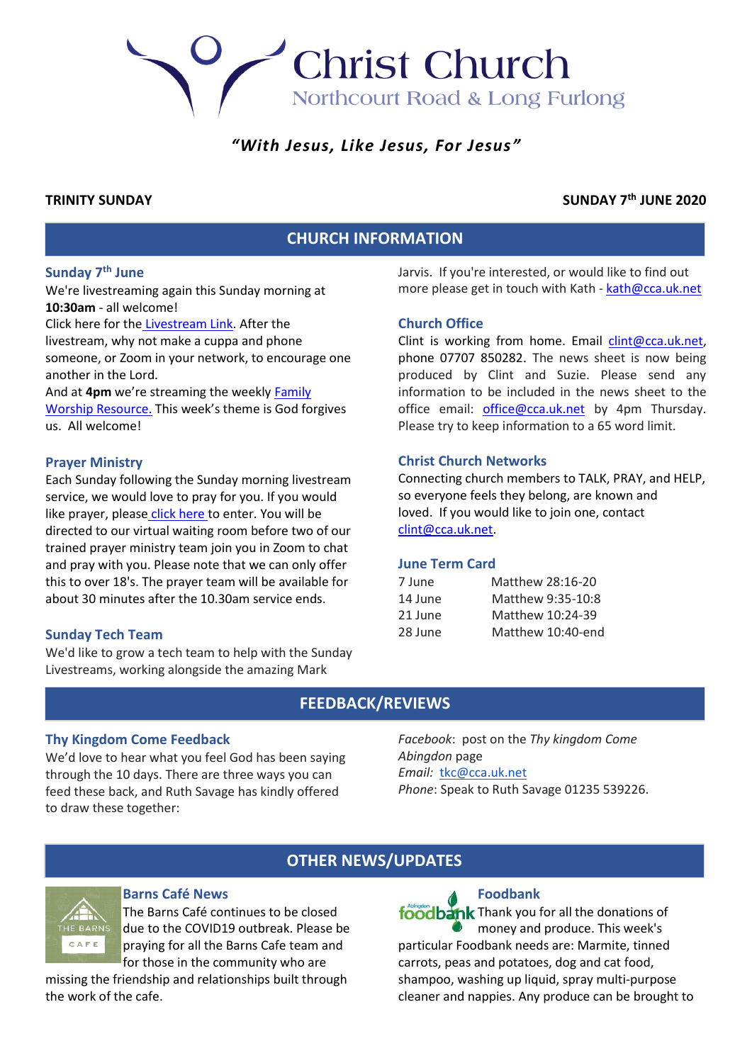# Christ Church

Northcourt Road & Long Furlong

*"With Jesus, Like Jesus, For Jesus"*

**TRINITY SUNDAY** **SUNDAY 7th JUNE 2020**

## CHURCH INFORMATION

### Sunday 7th June

We're livestreaming again this Sunday morning at **10:30am** - all welcome!

Click here for the Livestream Link. After the livestream, why not make a cuppa and phone someone, or Zoom in your network, to encourage one another in the Lord.

And at **4pm** we're streaming the weekly Family Worship Resource. This week's theme is God forgives us. All welcome!

### Prayer Ministry

Each Sunday following the Sunday morning livestream service, we would love to pray for you. If you would like prayer, please click here to enter. You will be directed to our virtual waiting room before two of our trained prayer ministry team join you in Zoom to chat and pray with you. Please note that we can only offer this to over 18's. The prayer team will be available for about 30 minutes after the 10.30am service ends.

### Sunday Tech Team

We'd like to grow a tech team to help with the Sunday Livestreams, working alongside the amazing Mark Jarvis. If you're interested, or would like to find out more please get in touch with Kath - kath@cca.uk.net

### Church Office

Clint is working from home. Email clint@cca.uk.net, phone 07707 850282. The news sheet is now being produced by Clint and Suzie. Please send any information to be included in the news sheet to the office email: office@cca.uk.net by 4pm Thursday. Please try to keep information to a 65 word limit.

### Christ Church Networks

Connecting church members to TALK, PRAY, and HELP, so everyone feels they belong, are known and loved. If you would like to join one, contact clint@cca.uk.net.

### June Term Card

| | |
|---|---|
| 7 June | Matthew 28:16-20 |
| 14 June | Matthew 9:35-10:8 |
| 21 June | Matthew 10:24-39 |
| 28 June | Matthew 10:40-end |

## FEEDBACK/REVIEWS

### Thy Kingdom Come Feedback

We'd love to hear what you feel God has been saying through the 10 days. There are three ways you can feed these back, and Ruth Savage has kindly offered to draw these together:

*Facebook*: post on the *Thy kingdom Come Abingdon* page

*Email:* tkc@cca.uk.net

*Phone*: Speak to Ruth Savage 01235 539226.

## OTHER NEWS/UPDATES

### Barns Café News

The Barns Café continues to be closed due to the COVID19 outbreak. Please be praying for all the Barns Cafe team and for those in the community who are missing the friendship and relationships built through the work of the cafe.

### Foodbank

Thank you for all the donations of money and produce. This week's particular Foodbank needs are: Marmite, tinned carrots, peas and potatoes, dog and cat food, shampoo, washing up liquid, spray multi-purpose cleaner and nappies. Any produce can be brought to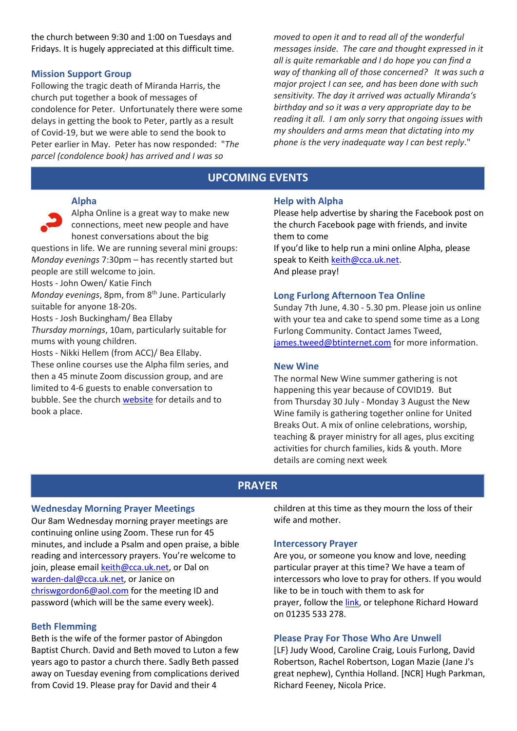the church between 9:30 and 1:00 on Tuesdays and Fridays. It is hugely appreciated at this difficult time.

### Mission Support Group

Following the tragic death of Miranda Harris, the church put together a book of messages of condolence for Peter. Unfortunately there were some delays in getting the book to Peter, partly as a result of Covid-19, but we were able to send the book to Peter earlier in May. Peter has now responded: "*The parcel (condolence book) has arrived and I was so moved to open it and to read all of the wonderful messages inside. The care and thought expressed in it all is quite remarkable and I do hope you can find a way of thanking all of those concerned? It was such a major project I can see, and has been done with such sensitivity. The day it arrived was actually Miranda's birthday and so it was a very appropriate day to be reading it all. I am only sorry that ongoing issues with my shoulders and arms mean that dictating into my phone is the very inadequate way I can best reply*."

## UPCOMING EVENTS

### Alpha

Alpha Online is a great way to make new connections, meet new people and have honest conversations about the big questions in life. We are running several mini groups:

*Monday evenings* 7:30pm – has recently started but people are still welcome to join.
Hosts - John Owen/ Katie Finch

*Monday evenings*, 8pm, from 8th June. Particularly suitable for anyone 18-20s.
Hosts - Josh Buckingham/ Bea Ellaby

*Thursday mornings*, 10am, particularly suitable for mums with young children.
Hosts - Nikki Hellem (from ACC)/ Bea Ellaby.

These online courses use the Alpha film series, and then a 45 minute Zoom discussion group, and are limited to 4-6 guests to enable conversation to bubble. See the church website for details and to book a place.

### Help with Alpha

Please help advertise by sharing the Facebook post on the church Facebook page with friends, and invite them to come
If you'd like to help run a mini online Alpha, please speak to Keith keith@cca.uk.net.
And please pray!

### Long Furlong Afternoon Tea Online

Sunday 7th June, 4.30 - 5.30 pm. Please join us online with your tea and cake to spend some time as a Long Furlong Community. Contact James Tweed, james.tweed@btinternet.com for more information.

### New Wine

The normal New Wine summer gathering is not happening this year because of COVID19. But from Thursday 30 July - Monday 3 August the New Wine family is gathering together online for United Breaks Out. A mix of online celebrations, worship, teaching & prayer ministry for all ages, plus exciting activities for church families, kids & youth. More details are coming next week

## PRAYER

### Wednesday Morning Prayer Meetings

Our 8am Wednesday morning prayer meetings are continuing online using Zoom. These run for 45 minutes, and include a Psalm and open praise, a bible reading and intercessory prayers. You're welcome to join, please email keith@cca.uk.net, or Dal on warden-dal@cca.uk.net, or Janice on chriswgordon6@aol.com for the meeting ID and password (which will be the same every week).

### Beth Flemming

Beth is the wife of the former pastor of Abingdon Baptist Church. David and Beth moved to Luton a few years ago to pastor a church there. Sadly Beth passed away on Tuesday evening from complications derived from Covid 19. Please pray for David and their 4 children at this time as they mourn the loss of their wife and mother.

### Intercessory Prayer

Are you, or someone you know and love, needing particular prayer at this time? We have a team of intercessors who love to pray for others. If you would like to be in touch with them to ask for prayer, follow the link, or telephone Richard Howard on 01235 533 278.

### Please Pray For Those Who Are Unwell

[LF} Judy Wood, Caroline Craig, Louis Furlong, David Robertson, Rachel Robertson, Logan Mazie (Jane J's great nephew), Cynthia Holland. [NCR] Hugh Parkman, Richard Feeney, Nicola Price.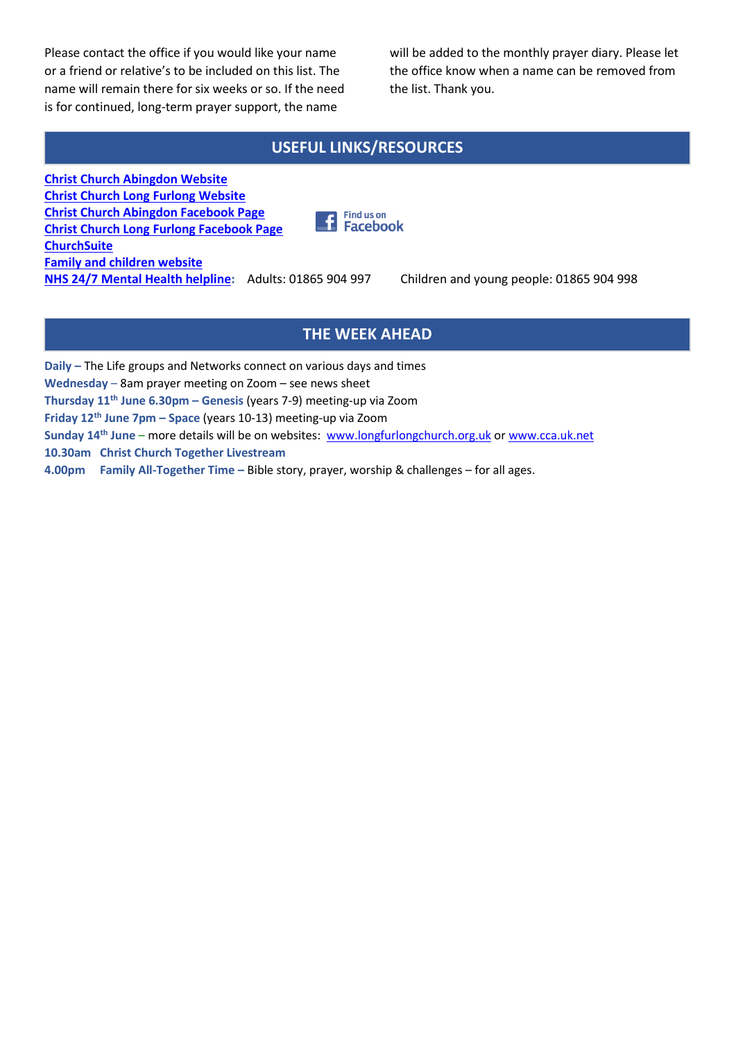Please contact the office if you would like your name or a friend or relative's to be included on this list. The name will remain there for six weeks or so. If the need is for continued, long-term prayer support, the name will be added to the monthly prayer diary. Please let the office know when a name can be removed from the list. Thank you.

## USEFUL LINKS/RESOURCES

**Christ Church Abingdon Website**
**Christ Church Long Furlong Website**
**Christ Church Abingdon Facebook Page**
**Christ Church Long Furlong Facebook Page**
**ChurchSuite**
**Family and children website**
**NHS 24/7 Mental Health helpline**: Adults: 01865 904 997 Children and young people: 01865 904 998

Find us on Facebook

## THE WEEK AHEAD

**Daily** – The Life groups and Networks connect on various days and times
**Wednesday** – 8am prayer meeting on Zoom – see news sheet
**Thursday 11th June 6.30pm – Genesis** (years 7-9) meeting-up via Zoom
**Friday 12th June 7pm – Space** (years 10-13) meeting-up via Zoom
**Sunday 14th June** – more details will be on websites: www.longfurlongchurch.org.uk or www.cca.uk.net
**10.30am Christ Church Together Livestream**
**4.00pm Family All-Together Time** – Bible story, prayer, worship & challenges – for all ages.